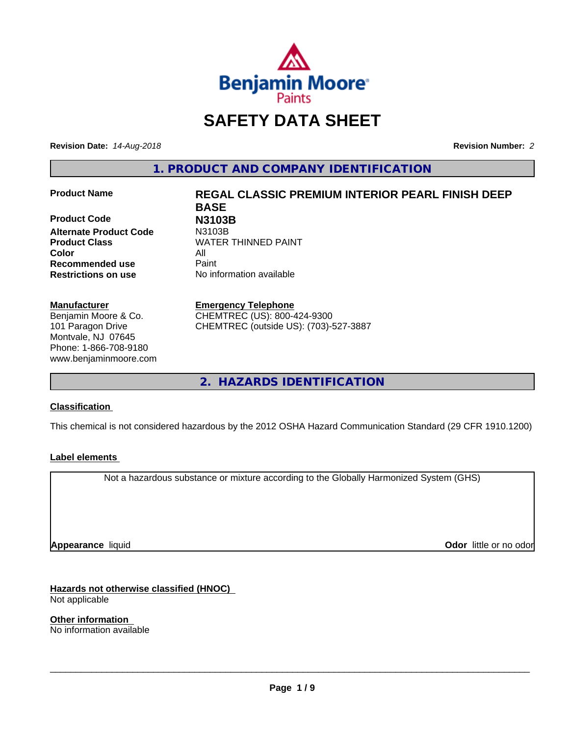# SAFETY DATA SHEET

**Revision Date:** *14-Aug-2018* **Revision Number:** *2*

## 1. PRODUCT AND COMPANY IDENTIFICATION

| | |
|---|---|
| **Product Name** | **REGAL CLASSIC PREMIUM INTERIOR PEARL FINISH DEEP BASE** |
| **Product Code** | **N3103B** |
| **Alternate Product Code** | N3103B |
| **Product Class** | WATER THINNED PAINT |
| **Color** | All |
| **Recommended use** | Paint |
| **Restrictions on use** | No information available |

**Manufacturer**
Benjamin Moore & Co.
101 Paragon Drive
Montvale, NJ 07645
Phone: 1-866-708-9180
www.benjaminmoore.com

**Emergency Telephone**
CHEMTREC (US): 800-424-9300
CHEMTREC (outside US): (703)-527-3887

## 2. HAZARDS IDENTIFICATION

**Classification**

This chemical is not considered hazardous by the 2012 OSHA Hazard Communication Standard (29 CFR 1910.1200)

**Label elements**

Not a hazardous substance or mixture according to the Globally Harmonized System (GHS)

**Appearance** liquid **Odor** little or no odor

**Hazards not otherwise classified (HNOC)**
Not applicable

**Other information**
No information available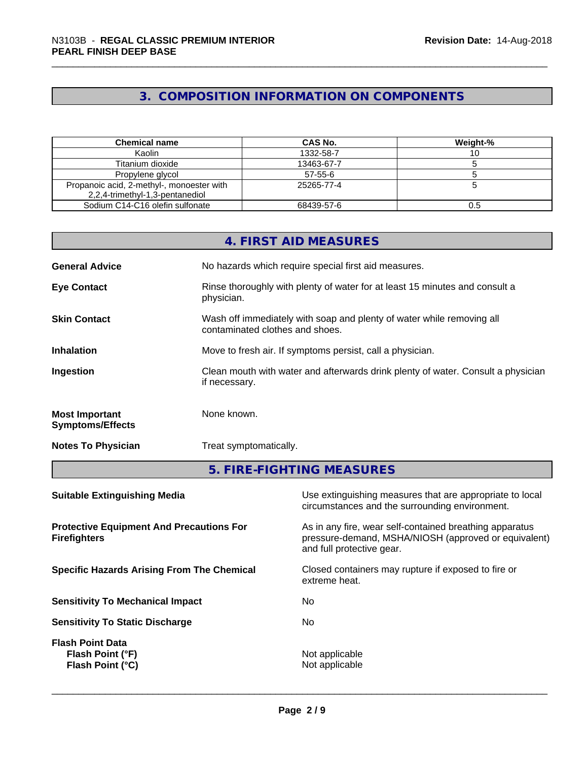## 3. COMPOSITION INFORMATION ON COMPONENTS

| Chemical name | CAS No. | Weight-% |
|---|---|---|
| Kaolin | 1332-58-7 | 10 |
| Titanium dioxide | 13463-67-7 | 5 |
| Propylene glycol | 57-55-6 | 5 |
| Propanoic acid, 2-methyl-, monoester with 2,2,4-trimethyl-1,3-pentanediol | 25265-77-4 | 5 |
| Sodium C14-C16 olefin sulfonate | 68439-57-6 | 0.5 |

## 4. FIRST AID MEASURES

**General Advice** No hazards which require special first aid measures.

**Eye Contact** Rinse thoroughly with plenty of water for at least 15 minutes and consult a physician.

**Skin Contact** Wash off immediately with soap and plenty of water while removing all contaminated clothes and shoes.

**Inhalation** Move to fresh air. If symptoms persist, call a physician.

**Ingestion** Clean mouth with water and afterwards drink plenty of water. Consult a physician if necessary.

**Most Important Symptoms/Effects** None known.

**Notes To Physician** Treat symptomatically.

## 5. FIRE-FIGHTING MEASURES

**Suitable Extinguishing Media** Use extinguishing measures that are appropriate to local circumstances and the surrounding environment.

**Protective Equipment And Precautions For Firefighters** As in any fire, wear self-contained breathing apparatus pressure-demand, MSHA/NIOSH (approved or equivalent) and full protective gear.

**Specific Hazards Arising From The Chemical** Closed containers may rupture if exposed to fire or extreme heat.

**Sensitivity To Mechanical Impact** No

**Sensitivity To Static Discharge** No

**Flash Point Data**
**Flash Point (°F)** Not applicable
**Flash Point (°C)** Not applicable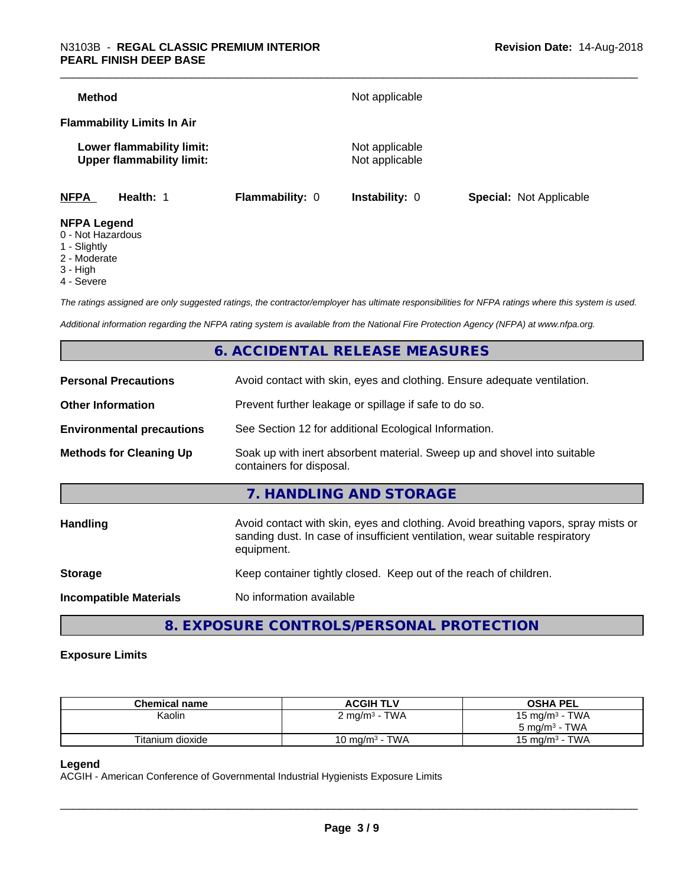| | |
|---|---|
| **Method** | Not applicable |

**Flammability Limits In Air**

| | |
|---|---|
| **Lower flammability limit:** | Not applicable |
| **Upper flammability limit:** | Not applicable |

| **NFPA** | **Health:** 1 | **Flammability:** 0 | **Instability:** 0 | **Special:** Not Applicable |
|---|---|---|---|---|

**NFPA Legend**
0 - Not Hazardous
1 - Slightly
2 - Moderate
3 - High
4 - Severe

*The ratings assigned are only suggested ratings, the contractor/employer has ultimate responsibilities for NFPA ratings where this system is used.*

*Additional information regarding the NFPA rating system is available from the National Fire Protection Agency (NFPA) at www.nfpa.org.*

## 6. ACCIDENTAL RELEASE MEASURES

| | |
|---|---|
| **Personal Precautions** | Avoid contact with skin, eyes and clothing. Ensure adequate ventilation. |
| **Other Information** | Prevent further leakage or spillage if safe to do so. |
| **Environmental precautions** | See Section 12 for additional Ecological Information. |
| **Methods for Cleaning Up** | Soak up with inert absorbent material. Sweep up and shovel into suitable containers for disposal. |

## 7. HANDLING AND STORAGE

| | |
|---|---|
| **Handling** | Avoid contact with skin, eyes and clothing. Avoid breathing vapors, spray mists or sanding dust. In case of insufficient ventilation, wear suitable respiratory equipment. |
| **Storage** | Keep container tightly closed. Keep out of the reach of children. |
| **Incompatible Materials** | No information available |

## 8. EXPOSURE CONTROLS/PERSONAL PROTECTION

**Exposure Limits**

| Chemical name | ACGIH TLV | OSHA PEL |
|---|---|---|
| Kaolin | 2 mg/m³ - TWA | 15 mg/m³ - TWA<br>5 mg/m³ - TWA |
| Titanium dioxide | 10 mg/m³ - TWA | 15 mg/m³ - TWA |

**Legend**
ACGIH - American Conference of Governmental Industrial Hygienists Exposure Limits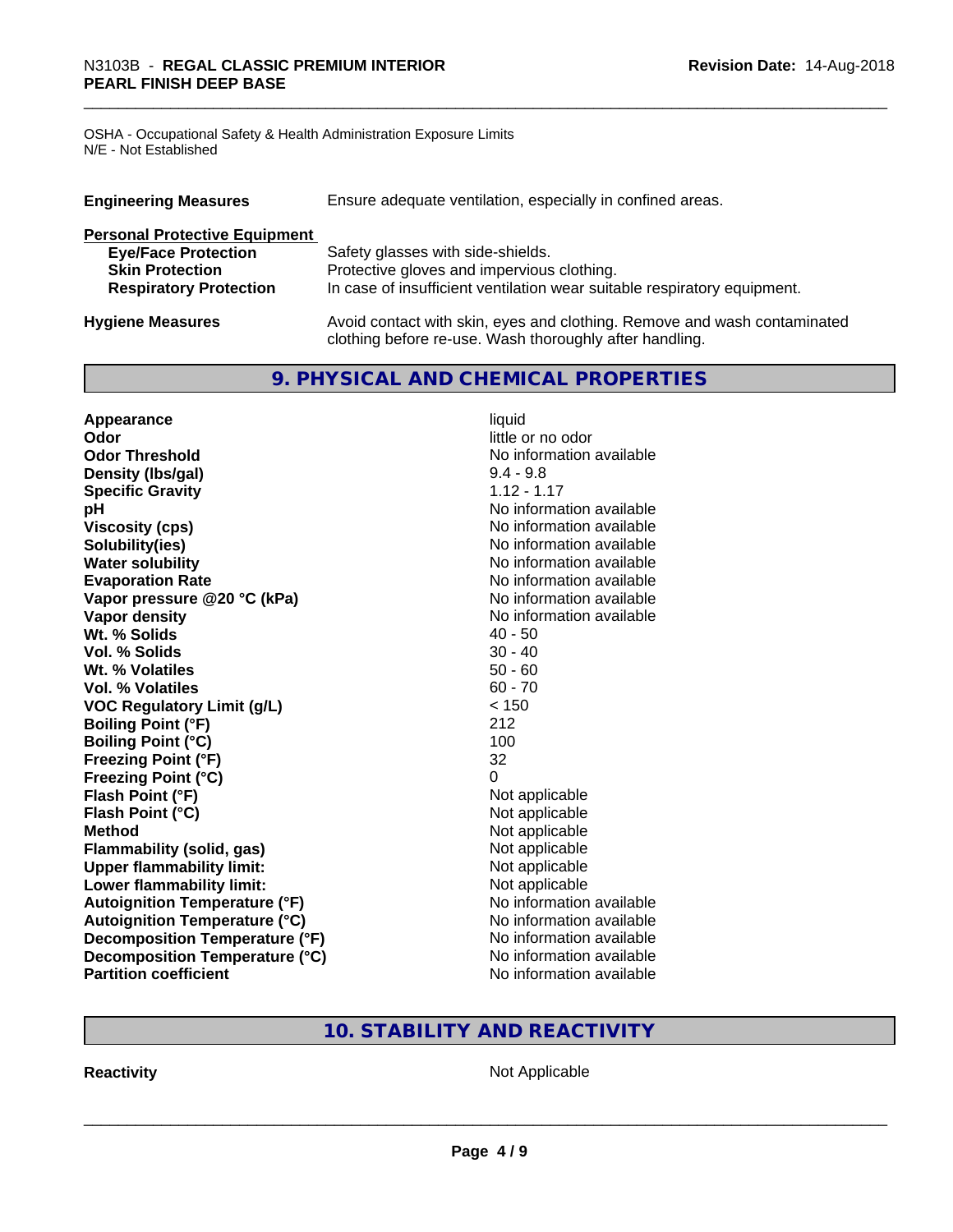OSHA - Occupational Safety & Health Administration Exposure Limits
N/E - Not Established

| | |
|---|---|
| **Engineering Measures** | Ensure adequate ventilation, especially in confined areas. |

**Personal Protective Equipment**

| | |
|---|---|
| **Eye/Face Protection** | Safety glasses with side-shields. |
| **Skin Protection** | Protective gloves and impervious clothing. |
| **Respiratory Protection** | In case of insufficient ventilation wear suitable respiratory equipment. |
| **Hygiene Measures** | Avoid contact with skin, eyes and clothing. Remove and wash contaminated clothing before re-use. Wash thoroughly after handling. |

## 9. PHYSICAL AND CHEMICAL PROPERTIES

| | |
|---|---|
| **Appearance** | liquid |
| **Odor** | little or no odor |
| **Odor Threshold** | No information available |
| **Density (lbs/gal)** | 9.4 - 9.8 |
| **Specific Gravity** | 1.12 - 1.17 |
| **pH** | No information available |
| **Viscosity (cps)** | No information available |
| **Solubility(ies)** | No information available |
| **Water solubility** | No information available |
| **Evaporation Rate** | No information available |
| **Vapor pressure @20 °C (kPa)** | No information available |
| **Vapor density** | No information available |
| **Wt. % Solids** | 40 - 50 |
| **Vol. % Solids** | 30 - 40 |
| **Wt. % Volatiles** | 50 - 60 |
| **Vol. % Volatiles** | 60 - 70 |
| **VOC Regulatory Limit (g/L)** | < 150 |
| **Boiling Point (°F)** | 212 |
| **Boiling Point (°C)** | 100 |
| **Freezing Point (°F)** | 32 |
| **Freezing Point (°C)** | 0 |
| **Flash Point (°F)** | Not applicable |
| **Flash Point (°C)** | Not applicable |
| **Method** | Not applicable |
| **Flammability (solid, gas)** | Not applicable |
| **Upper flammability limit:** | Not applicable |
| **Lower flammability limit:** | Not applicable |
| **Autoignition Temperature (°F)** | No information available |
| **Autoignition Temperature (°C)** | No information available |
| **Decomposition Temperature (°F)** | No information available |
| **Decomposition Temperature (°C)** | No information available |
| **Partition coefficient** | No information available |

## 10. STABILITY AND REACTIVITY

| | |
|---|---|
| **Reactivity** | Not Applicable |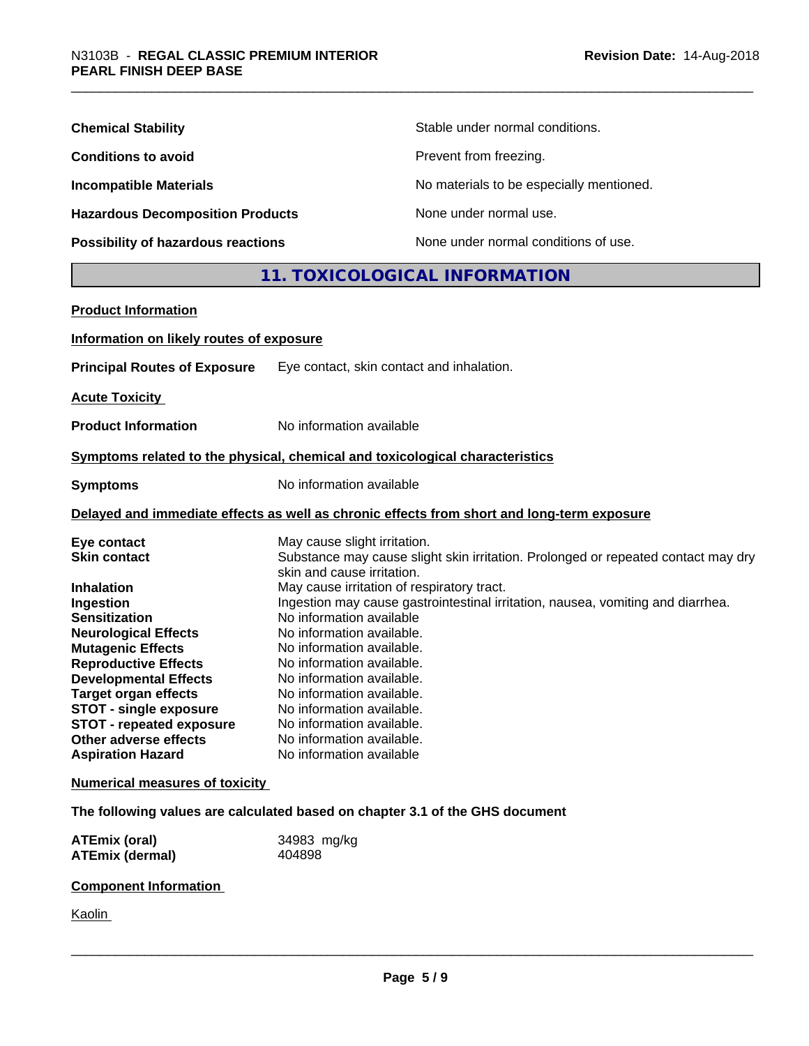| | |
|---|---|
| **Chemical Stability** | Stable under normal conditions. |
| **Conditions to avoid** | Prevent from freezing. |
| **Incompatible Materials** | No materials to be especially mentioned. |
| **Hazardous Decomposition Products** | None under normal use. |
| **Possibility of hazardous reactions** | None under normal conditions of use. |

## 11. TOXICOLOGICAL INFORMATION

**Product Information**

**Information on likely routes of exposure**

**Principal Routes of Exposure** Eye contact, skin contact and inhalation.

**Acute Toxicity**

**Product Information** No information available

**Symptoms related to the physical, chemical and toxicological characteristics**

**Symptoms** No information available

**Delayed and immediate effects as well as chronic effects from short and long-term exposure**

| | |
|---|---|
| **Eye contact** | May cause slight irritation. |
| **Skin contact** | Substance may cause slight skin irritation. Prolonged or repeated contact may dry skin and cause irritation. |
| **Inhalation** | May cause irritation of respiratory tract. |
| **Ingestion** | Ingestion may cause gastrointestinal irritation, nausea, vomiting and diarrhea. |
| **Sensitization** | No information available |
| **Neurological Effects** | No information available. |
| **Mutagenic Effects** | No information available. |
| **Reproductive Effects** | No information available. |
| **Developmental Effects** | No information available. |
| **Target organ effects** | No information available. |
| **STOT - single exposure** | No information available. |
| **STOT - repeated exposure** | No information available. |
| **Other adverse effects** | No information available. |
| **Aspiration Hazard** | No information available |

**Numerical measures of toxicity**

**The following values are calculated based on chapter 3.1 of the GHS document**

| | |
|---|---|
| **ATEmix (oral)** | 34983 mg/kg |
| **ATEmix (dermal)** | 404898 |

**Component Information**

Kaolin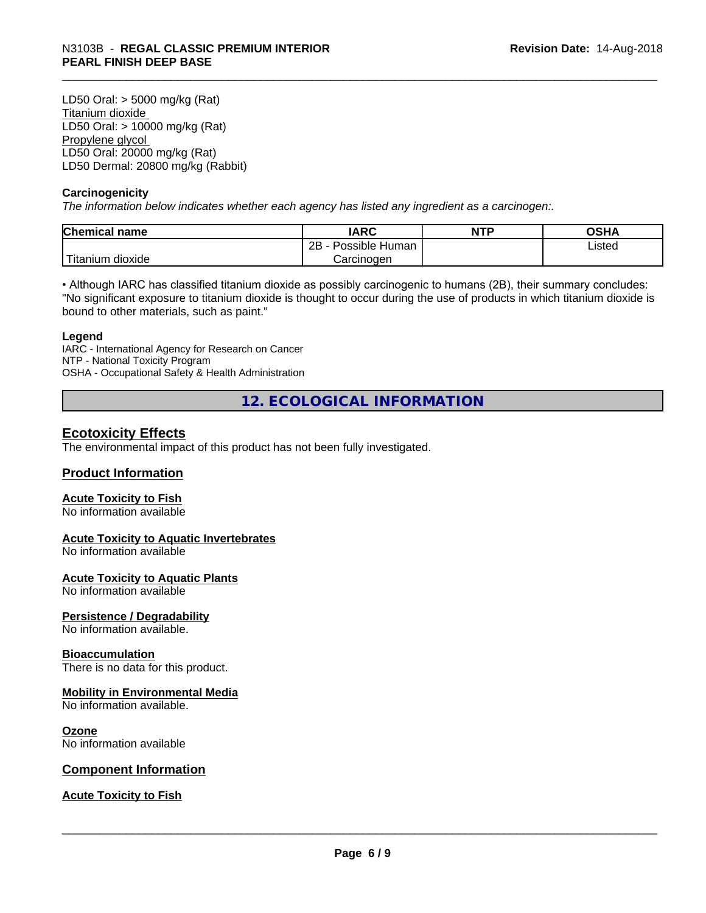LD50 Oral: > 5000 mg/kg (Rat)
Titanium dioxide
LD50 Oral: > 10000 mg/kg (Rat)
Propylene glycol
LD50 Oral: 20000 mg/kg (Rat)
LD50 Dermal: 20800 mg/kg (Rabbit)

**Carcinogenicity**

*The information below indicates whether each agency has listed any ingredient as a carcinogen:.*

| Chemical name | IARC | NTP | OSHA |
|---|---|---|---|
| Titanium dioxide | 2B - Possible Human Carcinogen | | Listed |

• Although IARC has classified titanium dioxide as possibly carcinogenic to humans (2B), their summary concludes: "No significant exposure to titanium dioxide is thought to occur during the use of products in which titanium dioxide is bound to other materials, such as paint."

**Legend**

IARC - International Agency for Research on Cancer
NTP - National Toxicity Program
OSHA - Occupational Safety & Health Administration

## 12. ECOLOGICAL INFORMATION

### Ecotoxicity Effects

The environmental impact of this product has not been fully investigated.

### Product Information

**Acute Toxicity to Fish**
No information available

**Acute Toxicity to Aquatic Invertebrates**
No information available

**Acute Toxicity to Aquatic Plants**
No information available

**Persistence / Degradability**
No information available.

**Bioaccumulation**
There is no data for this product.

**Mobility in Environmental Media**
No information available.

**Ozone**
No information available

### Component Information

**Acute Toxicity to Fish**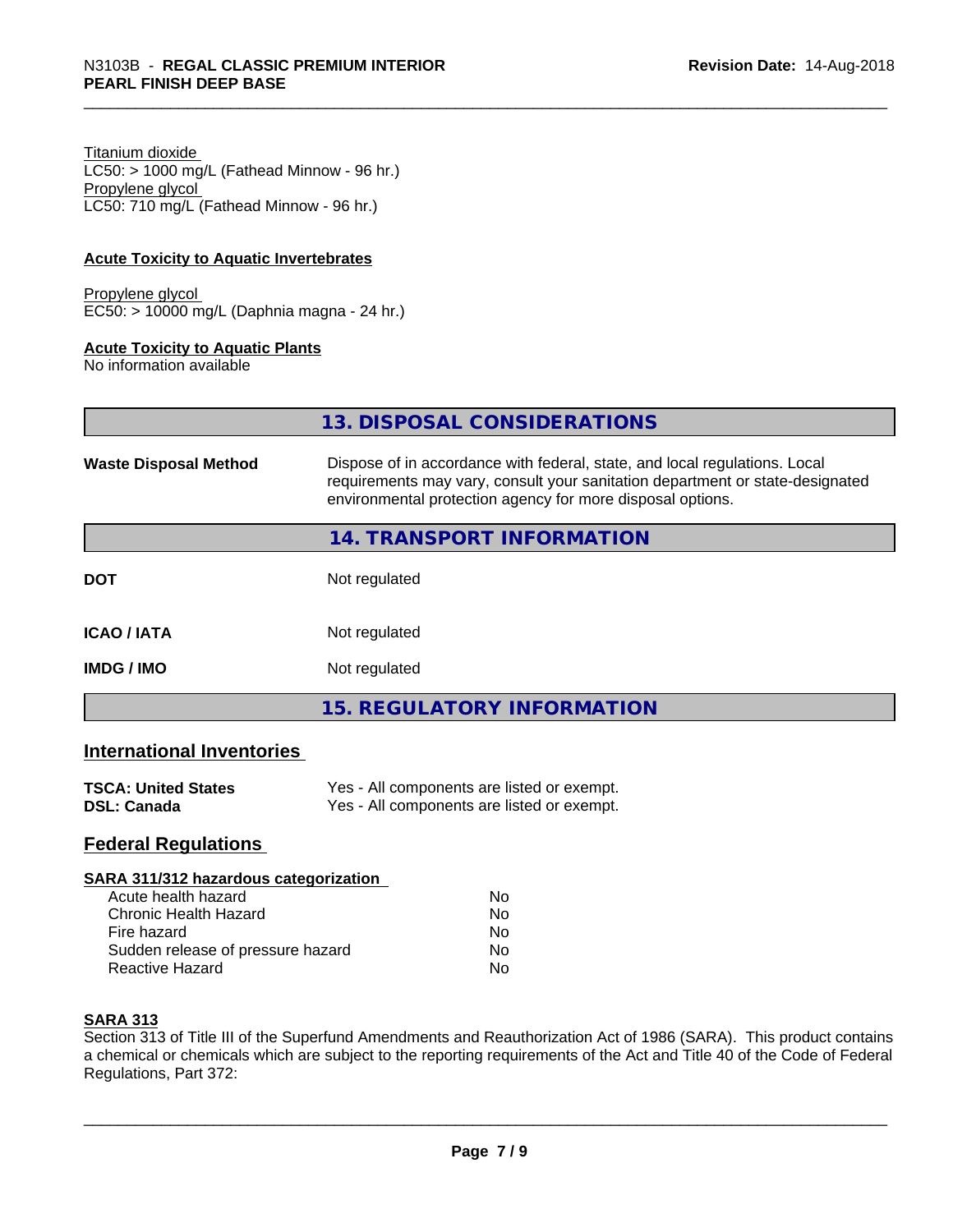Titanium dioxide
LC50: > 1000 mg/L (Fathead Minnow - 96 hr.)
Propylene glycol
LC50: 710 mg/L (Fathead Minnow - 96 hr.)

**Acute Toxicity to Aquatic Invertebrates**

Propylene glycol
EC50: > 10000 mg/L (Daphnia magna - 24 hr.)

**Acute Toxicity to Aquatic Plants**
No information available

## 13. DISPOSAL CONSIDERATIONS

**Waste Disposal Method** Dispose of in accordance with federal, state, and local regulations. Local requirements may vary, consult your sanitation department or state-designated environmental protection agency for more disposal options.

## 14. TRANSPORT INFORMATION

**DOT** Not regulated

**ICAO / IATA** Not regulated

**IMDG / IMO** Not regulated

## 15. REGULATORY INFORMATION

### International Inventories

**TSCA: United States** Yes - All components are listed or exempt.
**DSL: Canada** Yes - All components are listed or exempt.

### Federal Regulations

**SARA 311/312 hazardous categorization**

| | |
|---|---|
| Acute health hazard | No |
| Chronic Health Hazard | No |
| Fire hazard | No |
| Sudden release of pressure hazard | No |
| Reactive Hazard | No |

**SARA 313**
Section 313 of Title III of the Superfund Amendments and Reauthorization Act of 1986 (SARA). This product contains a chemical or chemicals which are subject to the reporting requirements of the Act and Title 40 of the Code of Federal Regulations, Part 372: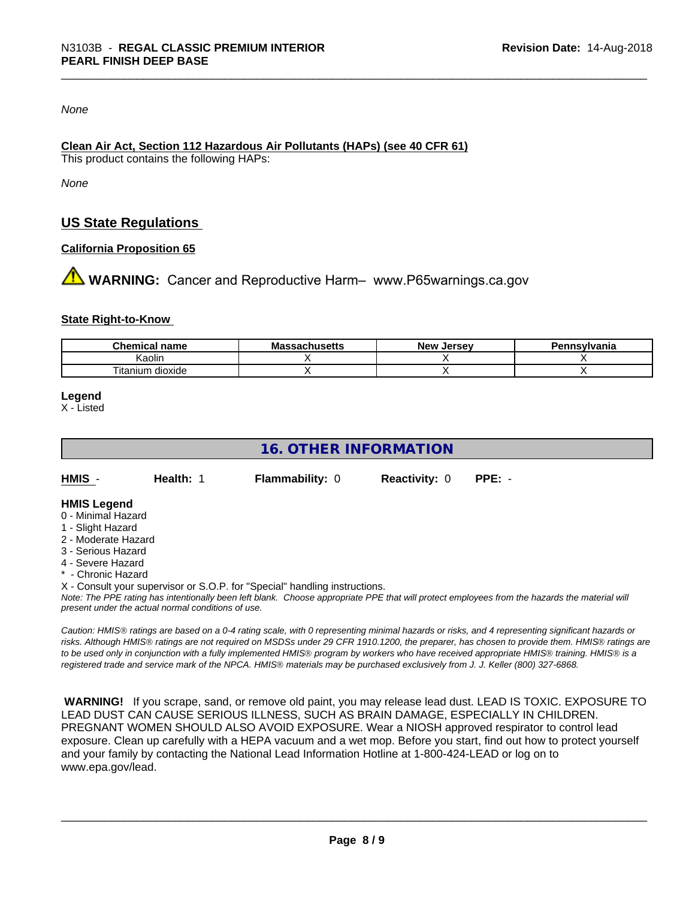*None*

**Clean Air Act, Section 112 Hazardous Air Pollutants (HAPs) (see 40 CFR 61)**

This product contains the following HAPs:

*None*

## US State Regulations

**California Proposition 65**

⚠ **WARNING:** Cancer and Reproductive Harm– www.P65warnings.ca.gov

**State Right-to-Know**

| Chemical name | Massachusetts | New Jersey | Pennsylvania |
|---|---|---|---|
| Kaolin | X | X | X |
| Titanium dioxide | X | X | X |

**Legend**

X - Listed

## 16. OTHER INFORMATION

**HMIS** - **Health:** 1 **Flammability:** 0 **Reactivity:** 0 **PPE:** -

**HMIS Legend**

0 - Minimal Hazard
1 - Slight Hazard
2 - Moderate Hazard
3 - Serious Hazard
4 - Severe Hazard
* - Chronic Hazard
X - Consult your supervisor or S.O.P. for "Special" handling instructions.

*Note: The PPE rating has intentionally been left blank. Choose appropriate PPE that will protect employees from the hazards the material will present under the actual normal conditions of use.*

*Caution: HMIS® ratings are based on a 0-4 rating scale, with 0 representing minimal hazards or risks, and 4 representing significant hazards or risks. Although HMIS® ratings are not required on MSDSs under 29 CFR 1910.1200, the preparer, has chosen to provide them. HMIS® ratings are to be used only in conjunction with a fully implemented HMIS® program by workers who have received appropriate HMIS® training. HMIS® is a registered trade and service mark of the NPCA. HMIS® materials may be purchased exclusively from J. J. Keller (800) 327-6868.*

**WARNING!** If you scrape, sand, or remove old paint, you may release lead dust. LEAD IS TOXIC. EXPOSURE TO LEAD DUST CAN CAUSE SERIOUS ILLNESS, SUCH AS BRAIN DAMAGE, ESPECIALLY IN CHILDREN. PREGNANT WOMEN SHOULD ALSO AVOID EXPOSURE. Wear a NIOSH approved respirator to control lead exposure. Clean up carefully with a HEPA vacuum and a wet mop. Before you start, find out how to protect yourself and your family by contacting the National Lead Information Hotline at 1-800-424-LEAD or log on to www.epa.gov/lead.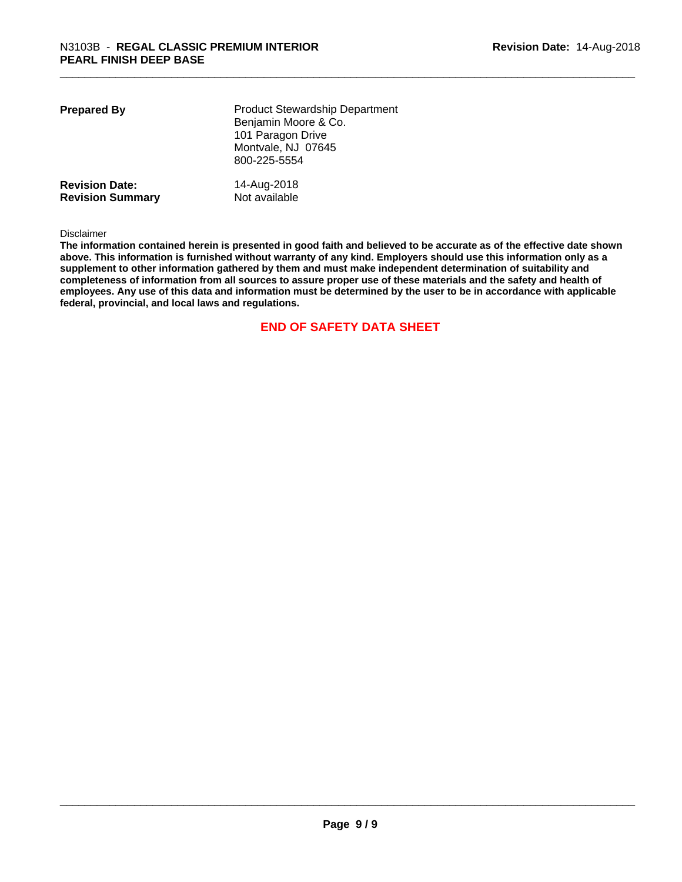| | |
|---|---|
| **Prepared By** | Product Stewardship Department<br>Benjamin Moore & Co.<br>101 Paragon Drive<br>Montvale, NJ 07645<br>800-225-5554 |
| **Revision Date:** | 14-Aug-2018 |
| **Revision Summary** | Not available |

Disclaimer

**The information contained herein is presented in good faith and believed to be accurate as of the effective date shown above. This information is furnished without warranty of any kind. Employers should use this information only as a supplement to other information gathered by them and must make independent determination of suitability and completeness of information from all sources to assure proper use of these materials and the safety and health of employees. Any use of this data and information must be determined by the user to be in accordance with applicable federal, provincial, and local laws and regulations.**

**END OF SAFETY DATA SHEET**